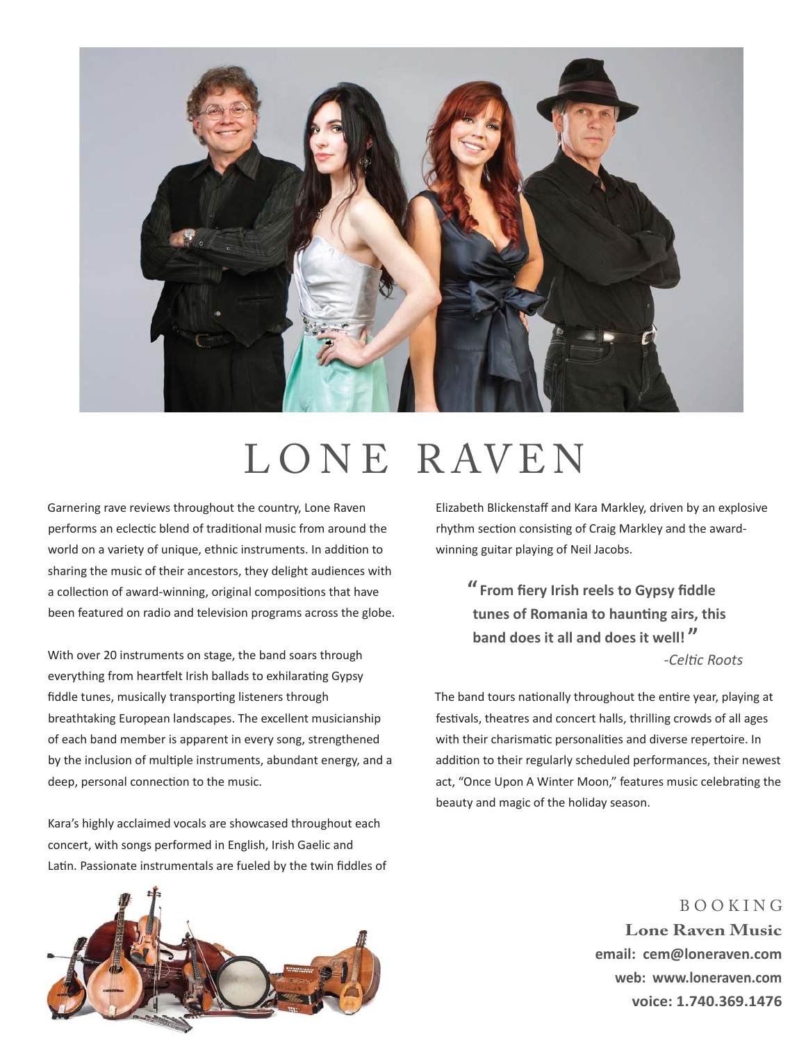# LONE RAVEN

Garnering rave reviews throughout the country, Lone Raven performs an eclectic blend of traditional music from around the world on a variety of unique, ethnic instruments. In addition to sharing the music of their ancestors, they delight audiences with a collection of award-winning, original compositions that have been featured on radio and television programs across the globe.

With over 20 instruments on stage, the band soars through everything from heartfelt Irish ballads to exhilarating Gypsy fiddle tunes, musically transporting listeners through breathtaking European landscapes. The excellent musicianship of each band member is apparent in every song, strengthened by the inclusion of multiple instruments, abundant energy, and a deep, personal connection to the music.

Kara's highly acclaimed vocals are showcased throughout each concert, with songs performed in English, Irish Gaelic and Latin. Passionate instrumentals are fueled by the twin fiddles of Elizabeth Blickenstaff and Kara Markley, driven by an explosive rhythm section consisting of Craig Markley and the award-winning guitar playing of Neil Jacobs.

> **"From fiery Irish reels to Gypsy fiddle tunes of Romania to haunting airs, this band does it all and does it well!"**
>
> *-Celtic Roots*

The band tours nationally throughout the entire year, playing at festivals, theatres and concert halls, thrilling crowds of all ages with their charismatic personalities and diverse repertoire. In addition to their regularly scheduled performances, their newest act, "Once Upon A Winter Moon," features music celebrating the beauty and magic of the holiday season.

BOOKING

**Lone Raven Music**

**email: cem@loneraven.com**

**web: www.loneraven.com**

**voice: 1.740.369.1476**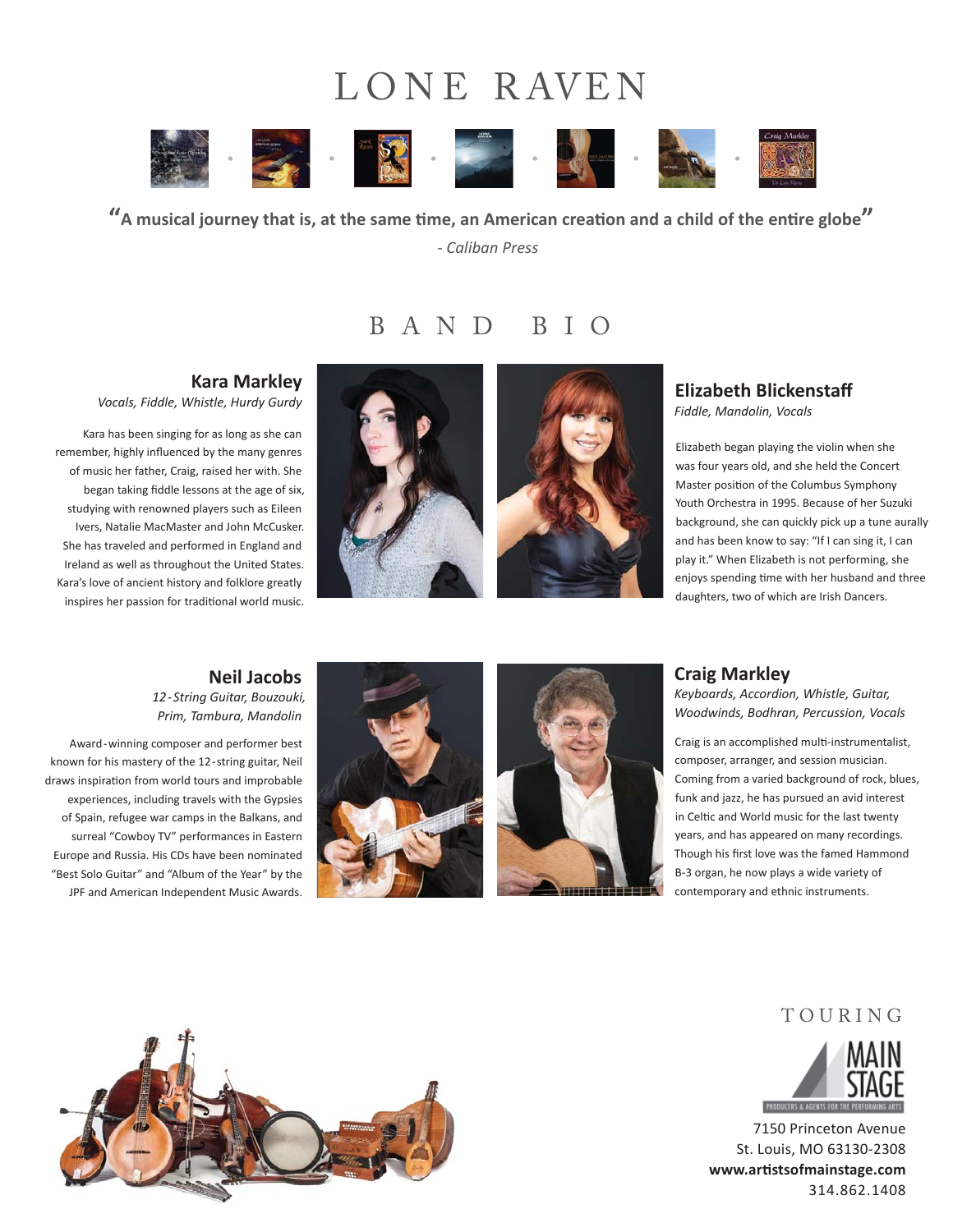# LONE RAVEN

"A musical journey that is, at the same time, an American creation and a child of the entire globe"

*- Caliban Press*

## BAND BIO

### Kara Markley

*Vocals, Fiddle, Whistle, Hurdy Gurdy*

Kara has been singing for as long as she can remember, highly influenced by the many genres of music her father, Craig, raised her with. She began taking fiddle lessons at the age of six, studying with renowned players such as Eileen Ivers, Natalie MacMaster and John McCusker. She has traveled and performed in England and Ireland as well as throughout the United States. Kara's love of ancient history and folklore greatly inspires her passion for traditional world music.

### Elizabeth Blickenstaff

*Fiddle, Mandolin, Vocals*

Elizabeth began playing the violin when she was four years old, and she held the Concert Master position of the Columbus Symphony Youth Orchestra in 1995. Because of her Suzuki background, she can quickly pick up a tune aurally and has been know to say: "If I can sing it, I can play it." When Elizabeth is not performing, she enjoys spending time with her husband and three daughters, two of which are Irish Dancers.

### Neil Jacobs

*12-String Guitar, Bouzouki, Prim, Tambura, Mandolin*

Award-winning composer and performer best known for his mastery of the 12-string guitar, Neil draws inspiration from world tours and improbable experiences, including travels with the Gypsies of Spain, refugee war camps in the Balkans, and surreal "Cowboy TV" performances in Eastern Europe and Russia. His CDs have been nominated "Best Solo Guitar" and "Album of the Year" by the JPF and American Independent Music Awards.

### Craig Markley

*Keyboards, Accordion, Whistle, Guitar, Woodwinds, Bodhran, Percussion, Vocals*

Craig is an accomplished multi-instrumentalist, composer, arranger, and session musician. Coming from a varied background of rock, blues, funk and jazz, he has pursued an avid interest in Celtic and World music for the last twenty years, and has appeared on many recordings. Though his first love was the famed Hammond B-3 organ, he now plays a wide variety of contemporary and ethnic instruments.

TOURING

MAIN STAGE

PRODUCERS & AGENTS FOR THE PERFORMING ARTS

7150 Princeton Avenue
St. Louis, MO 63130-2308
**www.artistsofmainstage.com**
314.862.1408